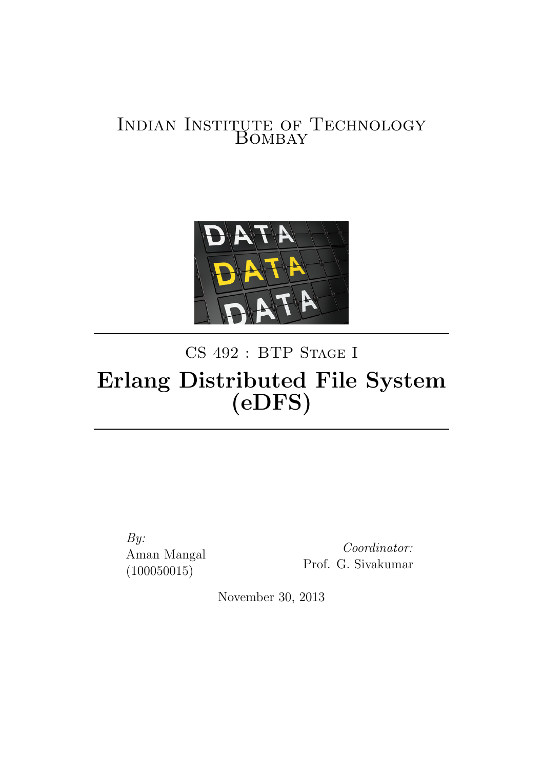Indian Institute of Technology Bombay

---

CS 492 : BTP Stage I

# Erlang Distributed File System (eDFS)

---

*By:*
Aman Mangal
(100050015)

*Coordinator:*
Prof. G. Sivakumar

November 30, 2013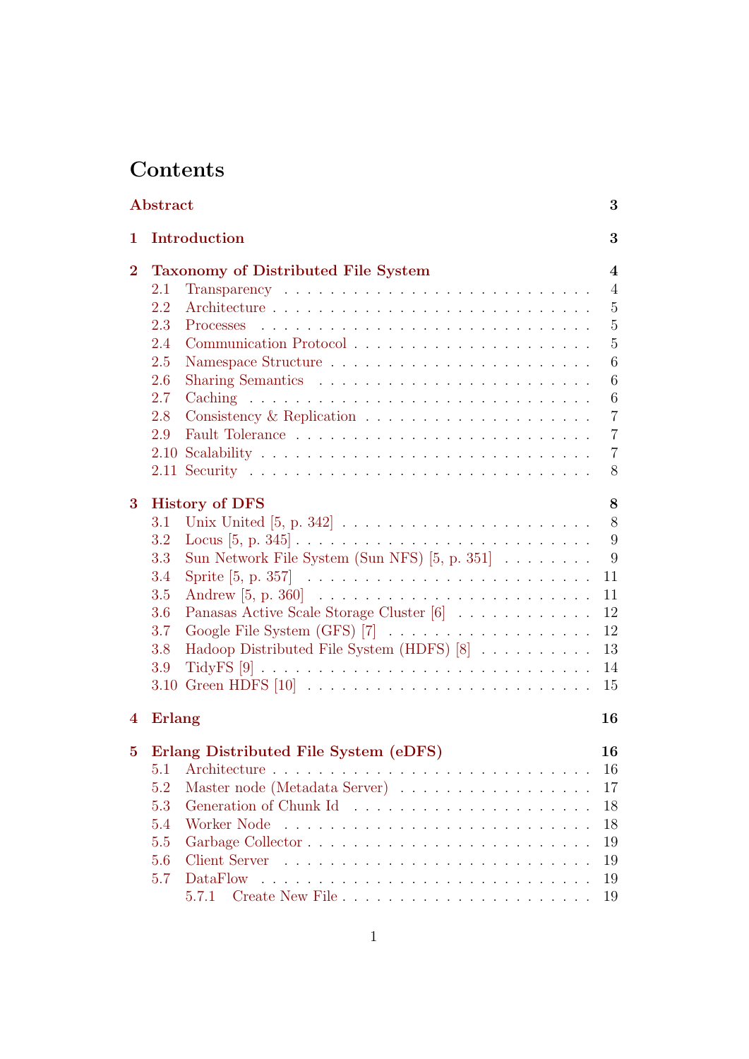# Contents

| | | |
|---|---|---|
| **Abstract** | | **3** |
| **1** | **Introduction** | **3** |
| **2** | **Taxonomy of Distributed File System** | **4** |
| 2.1 | Transparency | 4 |
| 2.2 | Architecture | 5 |
| 2.3 | Processes | 5 |
| 2.4 | Communication Protocol | 5 |
| 2.5 | Namespace Structure | 6 |
| 2.6 | Sharing Semantics | 6 |
| 2.7 | Caching | 6 |
| 2.8 | Consistency & Replication | 7 |
| 2.9 | Fault Tolerance | 7 |
| 2.10 | Scalability | 7 |
| 2.11 | Security | 8 |
| **3** | **History of DFS** | **8** |
| 3.1 | Unix United [5, p. 342] | 8 |
| 3.2 | Locus [5, p. 345] | 9 |
| 3.3 | Sun Network File System (Sun NFS) [5, p. 351] | 9 |
| 3.4 | Sprite [5, p. 357] | 11 |
| 3.5 | Andrew [5, p. 360] | 11 |
| 3.6 | Panasas Active Scale Storage Cluster [6] | 12 |
| 3.7 | Google File System (GFS) [7] | 12 |
| 3.8 | Hadoop Distributed File System (HDFS) [8] | 13 |
| 3.9 | TidyFS [9] | 14 |
| 3.10 | Green HDFS [10] | 15 |
| **4** | **Erlang** | **16** |
| **5** | **Erlang Distributed File System (eDFS)** | **16** |
| 5.1 | Architecture | 16 |
| 5.2 | Master node (Metadata Server) | 17 |
| 5.3 | Generation of Chunk Id | 18 |
| 5.4 | Worker Node | 18 |
| 5.5 | Garbage Collector | 19 |
| 5.6 | Client Server | 19 |
| 5.7 | DataFlow | 19 |
| 5.7.1 | Create New File | 19 |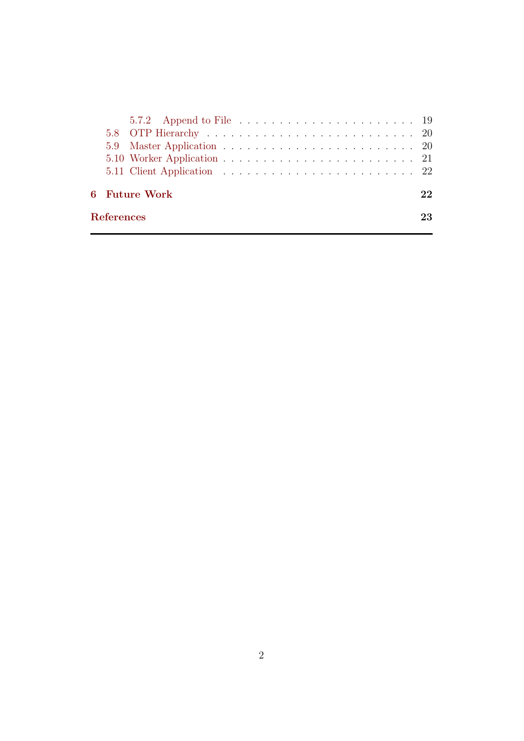- 5.7.2 Append to File . . . . . . . . . . . . . . . . . . . . . . 19
- 5.8 OTP Hierarchy . . . . . . . . . . . . . . . . . . . . . . . . . 20
- 5.9 Master Application . . . . . . . . . . . . . . . . . . . . . . . 20
- 5.10 Worker Application . . . . . . . . . . . . . . . . . . . . . . . 21
- 5.11 Client Application . . . . . . . . . . . . . . . . . . . . . . . 22

**6 Future Work** **22**

**References** **23**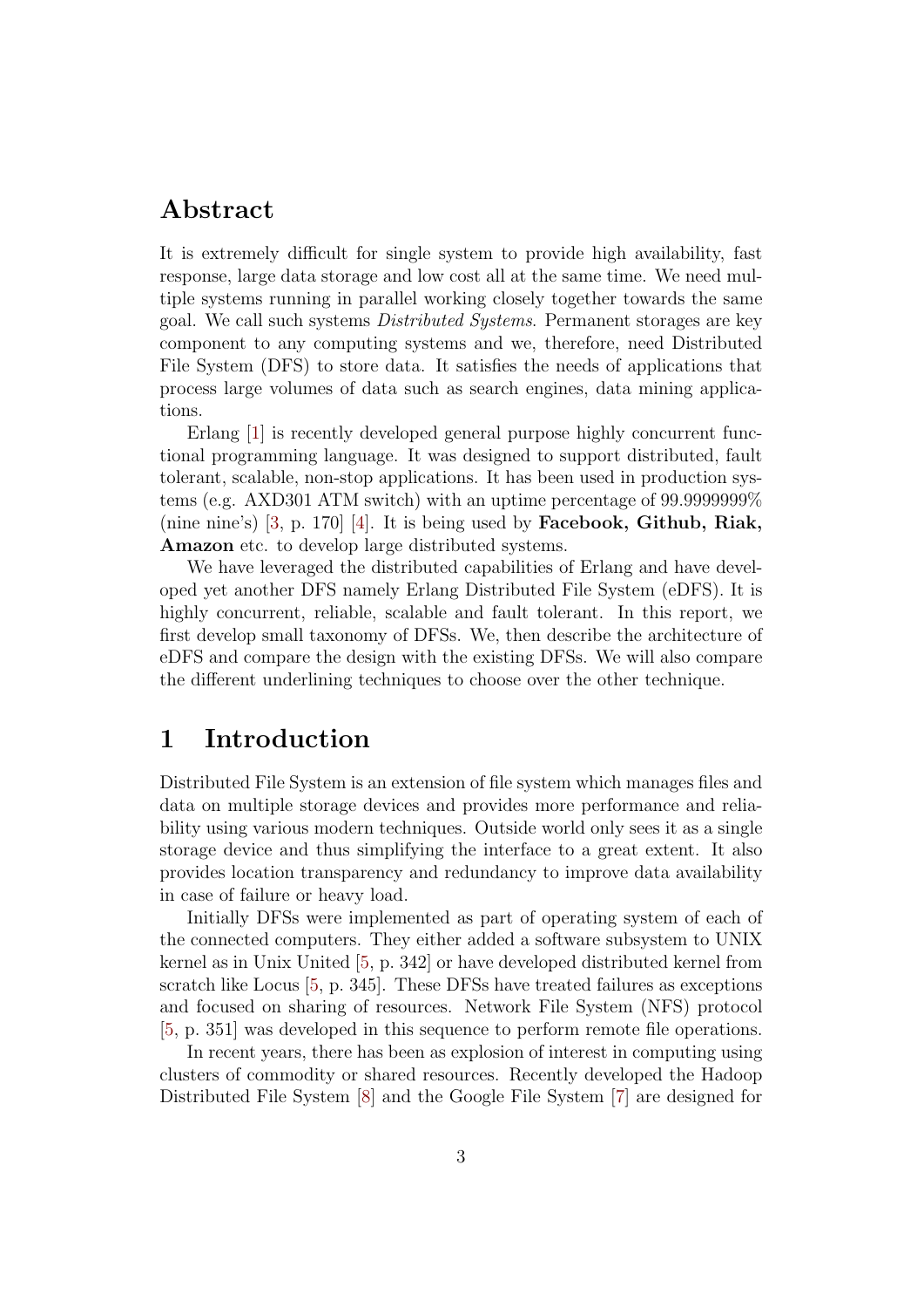## Abstract

It is extremely difficult for single system to provide high availability, fast response, large data storage and low cost all at the same time. We need multiple systems running in parallel working closely together towards the same goal. We call such systems *Distributed Systems*. Permanent storages are key component to any computing systems and we, therefore, need Distributed File System (DFS) to store data. It satisfies the needs of applications that process large volumes of data such as search engines, data mining applications.

Erlang [1] is recently developed general purpose highly concurrent functional programming language. It was designed to support distributed, fault tolerant, scalable, non-stop applications. It has been used in production systems (e.g. AXD301 ATM switch) with an uptime percentage of 99.9999999% (nine nine's) [3, p. 170] [4]. It is being used by **Facebook, Github, Riak, Amazon** etc. to develop large distributed systems.

We have leveraged the distributed capabilities of Erlang and have developed yet another DFS namely Erlang Distributed File System (eDFS). It is highly concurrent, reliable, scalable and fault tolerant. In this report, we first develop small taxonomy of DFSs. We, then describe the architecture of eDFS and compare the design with the existing DFSs. We will also compare the different underlining techniques to choose over the other technique.

# 1 Introduction

Distributed File System is an extension of file system which manages files and data on multiple storage devices and provides more performance and reliability using various modern techniques. Outside world only sees it as a single storage device and thus simplifying the interface to a great extent. It also provides location transparency and redundancy to improve data availability in case of failure or heavy load.

Initially DFSs were implemented as part of operating system of each of the connected computers. They either added a software subsystem to UNIX kernel as in Unix United [5, p. 342] or have developed distributed kernel from scratch like Locus [5, p. 345]. These DFSs have treated failures as exceptions and focused on sharing of resources. Network File System (NFS) protocol [5, p. 351] was developed in this sequence to perform remote file operations.

In recent years, there has been as explosion of interest in computing using clusters of commodity or shared resources. Recently developed the Hadoop Distributed File System [8] and the Google File System [7] are designed for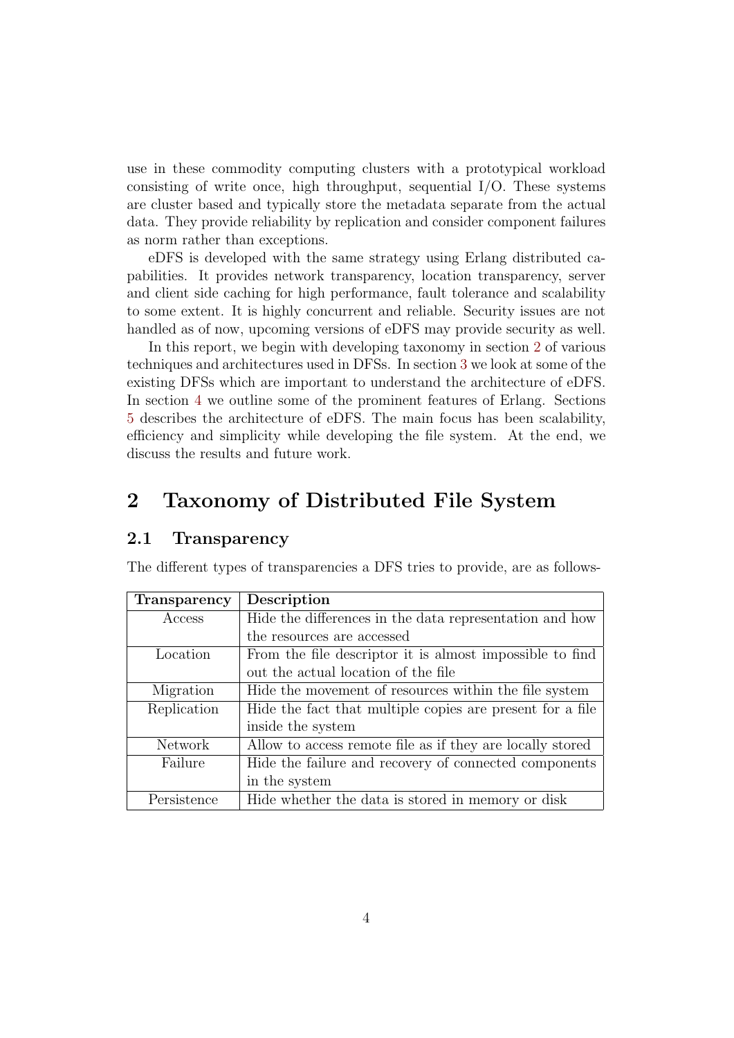use in these commodity computing clusters with a prototypical workload consisting of write once, high throughput, sequential I/O. These systems are cluster based and typically store the metadata separate from the actual data. They provide reliability by replication and consider component failures as norm rather than exceptions.

eDFS is developed with the same strategy using Erlang distributed capabilities. It provides network transparency, location transparency, server and client side caching for high performance, fault tolerance and scalability to some extent. It is highly concurrent and reliable. Security issues are not handled as of now, upcoming versions of eDFS may provide security as well.

In this report, we begin with developing taxonomy in section 2 of various techniques and architectures used in DFSs. In section 3 we look at some of the existing DFSs which are important to understand the architecture of eDFS. In section 4 we outline some of the prominent features of Erlang. Sections 5 describes the architecture of eDFS. The main focus has been scalability, efficiency and simplicity while developing the file system. At the end, we discuss the results and future work.

## 2 Taxonomy of Distributed File System

### 2.1 Transparency

The different types of transparencies a DFS tries to provide, are as follows-

| Transparency | Description |
|---|---|
| Access | Hide the differences in the data representation and how the resources are accessed |
| Location | From the file descriptor it is almost impossible to find out the actual location of the file |
| Migration | Hide the movement of resources within the file system |
| Replication | Hide the fact that multiple copies are present for a file inside the system |
| Network | Allow to access remote file as if they are locally stored |
| Failure | Hide the failure and recovery of connected components in the system |
| Persistence | Hide whether the data is stored in memory or disk |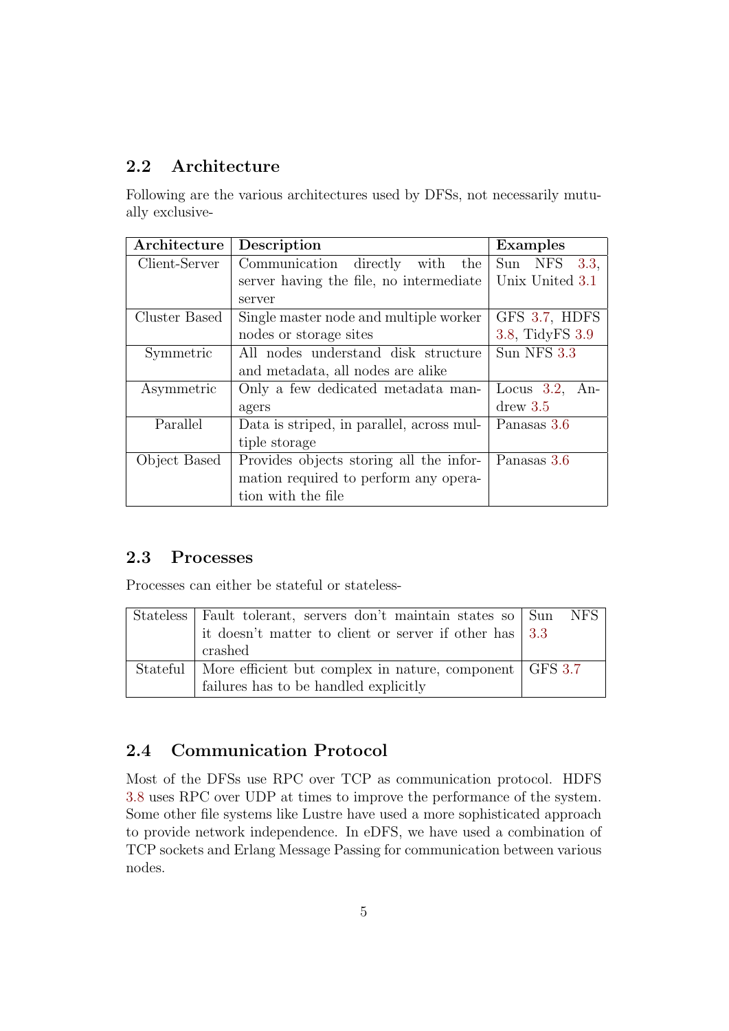## 2.2 Architecture

Following are the various architectures used by DFSs, not necessarily mutually exclusive-

| Architecture | Description | Examples |
|---|---|---|
| Client-Server | Communication directly with the server having the file, no intermediate server | Sun NFS 3.3, Unix United 3.1 |
| Cluster Based | Single master node and multiple worker nodes or storage sites | GFS 3.7, HDFS 3.8, TidyFS 3.9 |
| Symmetric | All nodes understand disk structure and metadata, all nodes are alike | Sun NFS 3.3 |
| Asymmetric | Only a few dedicated metadata managers | Locus 3.2, Andrew 3.5 |
| Parallel | Data is striped, in parallel, across multiple storage | Panasas 3.6 |
| Object Based | Provides objects storing all the information required to perform any operation with the file | Panasas 3.6 |

## 2.3 Processes

Processes can either be stateful or stateless-

| | | |
|---|---|---|
| Stateless | Fault tolerant, servers don't maintain states so it doesn't matter to client or server if other has crashed | Sun NFS 3.3 |
| Stateful | More efficient but complex in nature, component failures has to be handled explicitly | GFS 3.7 |

## 2.4 Communication Protocol

Most of the DFSs use RPC over TCP as communication protocol. HDFS 3.8 uses RPC over UDP at times to improve the performance of the system. Some other file systems like Lustre have used a more sophisticated approach to provide network independence. In eDFS, we have used a combination of TCP sockets and Erlang Message Passing for communication between various nodes.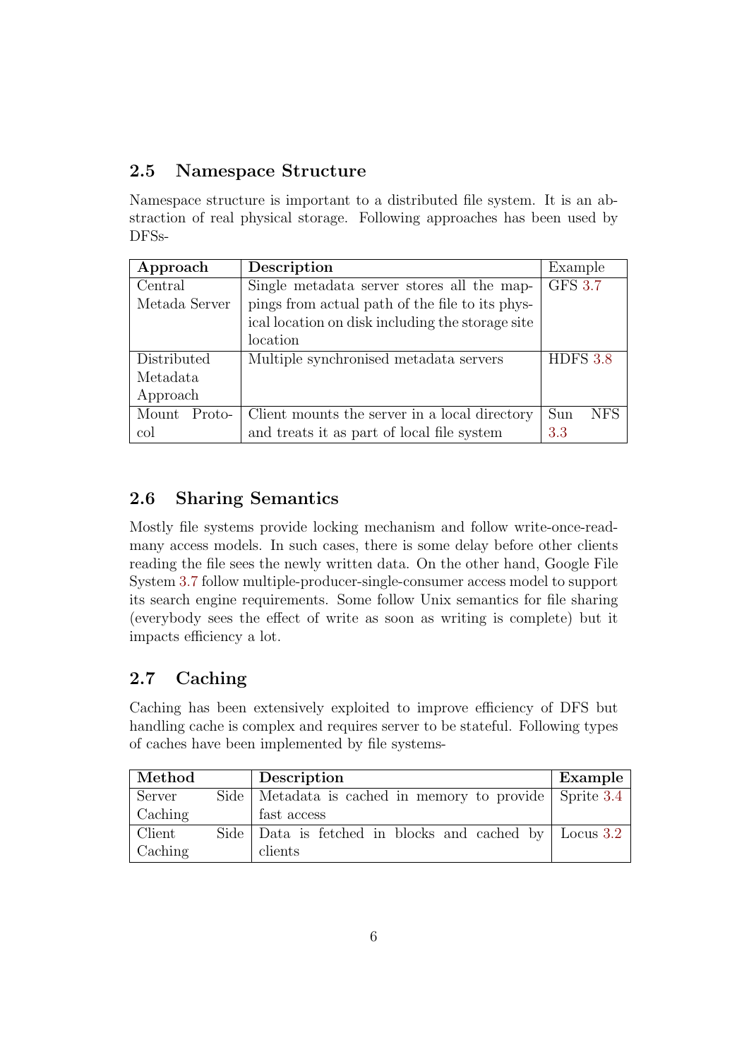## 2.5 Namespace Structure

Namespace structure is important to a distributed file system. It is an abstraction of real physical storage. Following approaches has been used by DFSs-

| **Approach** | **Description** | Example |
|---|---|---|
| Central Metada Server | Single metadata server stores all the mappings from actual path of the file to its physical location on disk including the storage site location | GFS 3.7 |
| Distributed Metadata Approach | Multiple synchronised metadata servers | HDFS 3.8 |
| Mount Protocol | Client mounts the server in a local directory and treats it as part of local file system | Sun NFS 3.3 |

## 2.6 Sharing Semantics

Mostly file systems provide locking mechanism and follow write-once-read-many access models. In such cases, there is some delay before other clients reading the file sees the newly written data. On the other hand, Google File System 3.7 follow multiple-producer-single-consumer access model to support its search engine requirements. Some follow Unix semantics for file sharing (everybody sees the effect of write as soon as writing is complete) but it impacts efficiency a lot.

## 2.7 Caching

Caching has been extensively exploited to improve efficiency of DFS but handling cache is complex and requires server to be stateful. Following types of caches have been implemented by file systems-

| **Method** | **Description** | **Example** |
|---|---|---|
| Server Side Caching | Metadata is cached in memory to provide fast access | Sprite 3.4 |
| Client Side Caching | Data is fetched in blocks and cached by clients | Locus 3.2 |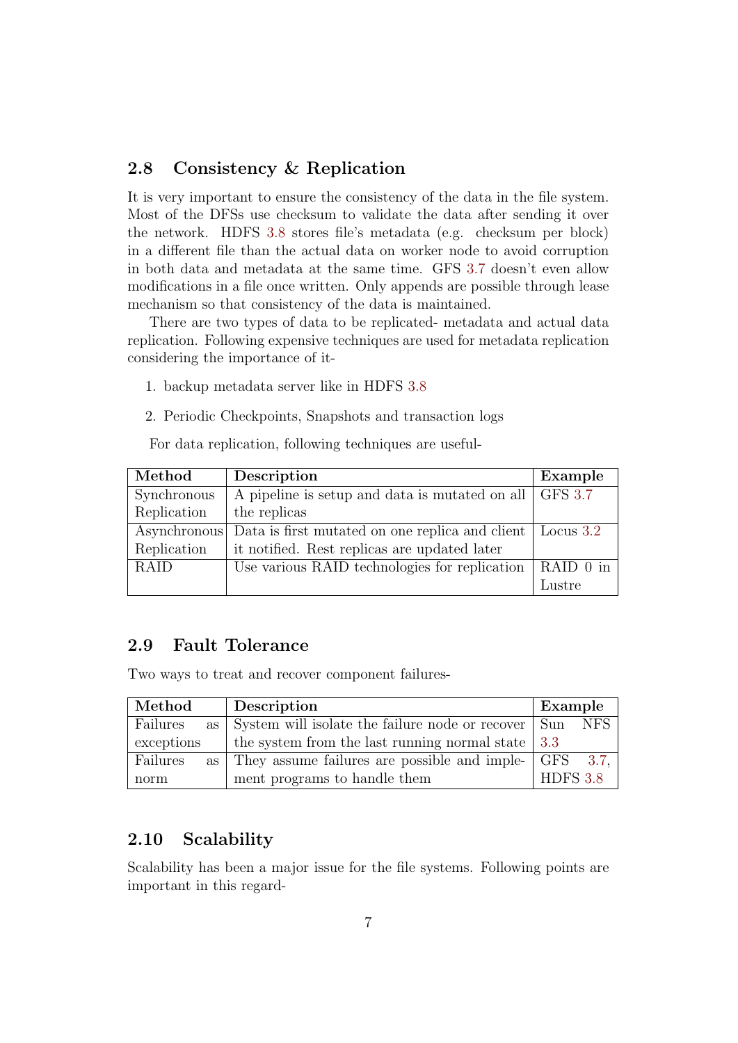## 2.8 Consistency & Replication

It is very important to ensure the consistency of the data in the file system. Most of the DFSs use checksum to validate the data after sending it over the network. HDFS 3.8 stores file's metadata (e.g. checksum per block) in a different file than the actual data on worker node to avoid corruption in both data and metadata at the same time. GFS 3.7 doesn't even allow modifications in a file once written. Only appends are possible through lease mechanism so that consistency of the data is maintained.

There are two types of data to be replicated- metadata and actual data replication. Following expensive techniques are used for metadata replication considering the importance of it-

1. backup metadata server like in HDFS 3.8
2. Periodic Checkpoints, Snapshots and transaction logs

For data replication, following techniques are useful-

| Method | Description | Example |
|---|---|---|
| Synchronous Replication | A pipeline is setup and data is mutated on all the replicas | GFS 3.7 |
| Asynchronous Replication | Data is first mutated on one replica and client it notified. Rest replicas are updated later | Locus 3.2 |
| RAID | Use various RAID technologies for replication | RAID 0 in Lustre |

## 2.9 Fault Tolerance

Two ways to treat and recover component failures-

| Method | Description | Example |
|---|---|---|
| Failures as exceptions | System will isolate the failure node or recover the system from the last running normal state | Sun NFS 3.3 |
| Failures as norm | They assume failures are possible and implement programs to handle them | GFS 3.7, HDFS 3.8 |

## 2.10 Scalability

Scalability has been a major issue for the file systems. Following points are important in this regard-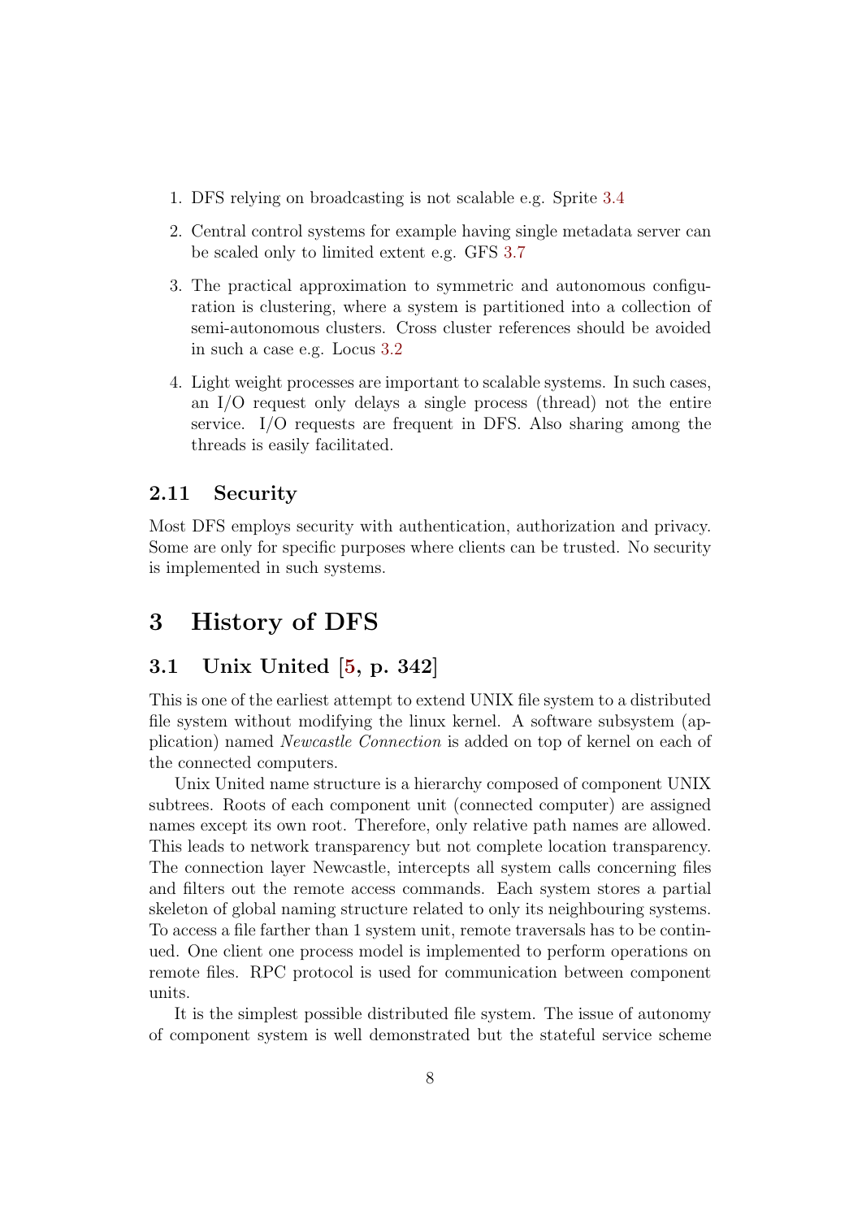1. DFS relying on broadcasting is not scalable e.g. Sprite 3.4
2. Central control systems for example having single metadata server can be scaled only to limited extent e.g. GFS 3.7
3. The practical approximation to symmetric and autonomous configuration is clustering, where a system is partitioned into a collection of semi-autonomous clusters. Cross cluster references should be avoided in such a case e.g. Locus 3.2
4. Light weight processes are important to scalable systems. In such cases, an I/O request only delays a single process (thread) not the entire service. I/O requests are frequent in DFS. Also sharing among the threads is easily facilitated.

### 2.11 Security

Most DFS employs security with authentication, authorization and privacy. Some are only for specific purposes where clients can be trusted. No security is implemented in such systems.

## 3 History of DFS

### 3.1 Unix United [5, p. 342]

This is one of the earliest attempt to extend UNIX file system to a distributed file system without modifying the linux kernel. A software subsystem (application) named *Newcastle Connection* is added on top of kernel on each of the connected computers.

Unix United name structure is a hierarchy composed of component UNIX subtrees. Roots of each component unit (connected computer) are assigned names except its own root. Therefore, only relative path names are allowed. This leads to network transparency but not complete location transparency. The connection layer Newcastle, intercepts all system calls concerning files and filters out the remote access commands. Each system stores a partial skeleton of global naming structure related to only its neighbouring systems. To access a file farther than 1 system unit, remote traversals has to be continued. One client one process model is implemented to perform operations on remote files. RPC protocol is used for communication between component units.

It is the simplest possible distributed file system. The issue of autonomy of component system is well demonstrated but the stateful service scheme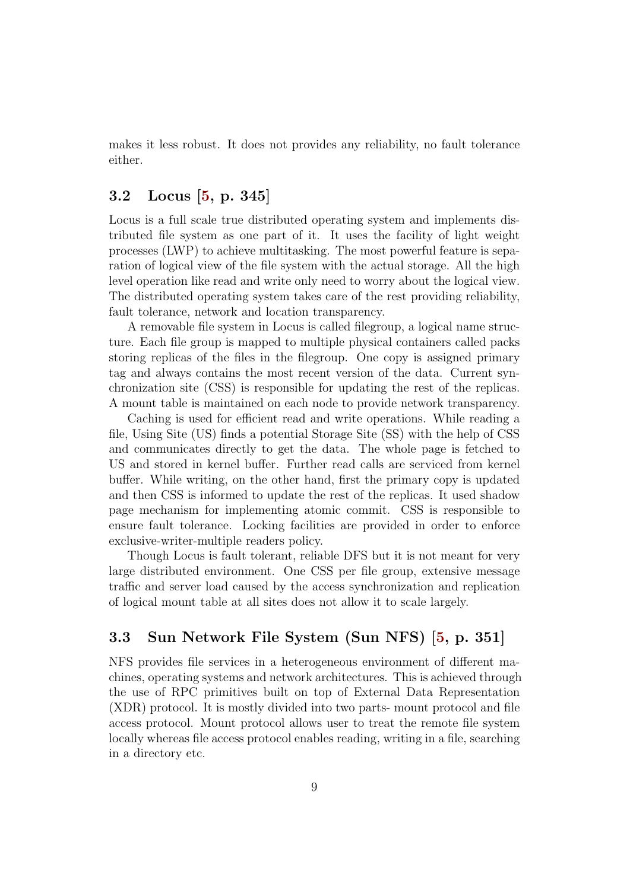makes it less robust. It does not provides any reliability, no fault tolerance either.

## 3.2 Locus [5, p. 345]

Locus is a full scale true distributed operating system and implements distributed file system as one part of it. It uses the facility of light weight processes (LWP) to achieve multitasking. The most powerful feature is separation of logical view of the file system with the actual storage. All the high level operation like read and write only need to worry about the logical view. The distributed operating system takes care of the rest providing reliability, fault tolerance, network and location transparency.

A removable file system in Locus is called filegroup, a logical name structure. Each file group is mapped to multiple physical containers called packs storing replicas of the files in the filegroup. One copy is assigned primary tag and always contains the most recent version of the data. Current synchronization site (CSS) is responsible for updating the rest of the replicas. A mount table is maintained on each node to provide network transparency.

Caching is used for efficient read and write operations. While reading a file, Using Site (US) finds a potential Storage Site (SS) with the help of CSS and communicates directly to get the data. The whole page is fetched to US and stored in kernel buffer. Further read calls are serviced from kernel buffer. While writing, on the other hand, first the primary copy is updated and then CSS is informed to update the rest of the replicas. It used shadow page mechanism for implementing atomic commit. CSS is responsible to ensure fault tolerance. Locking facilities are provided in order to enforce exclusive-writer-multiple readers policy.

Though Locus is fault tolerant, reliable DFS but it is not meant for very large distributed environment. One CSS per file group, extensive message traffic and server load caused by the access synchronization and replication of logical mount table at all sites does not allow it to scale largely.

## 3.3 Sun Network File System (Sun NFS) [5, p. 351]

NFS provides file services in a heterogeneous environment of different machines, operating systems and network architectures. This is achieved through the use of RPC primitives built on top of External Data Representation (XDR) protocol. It is mostly divided into two parts- mount protocol and file access protocol. Mount protocol allows user to treat the remote file system locally whereas file access protocol enables reading, writing in a file, searching in a directory etc.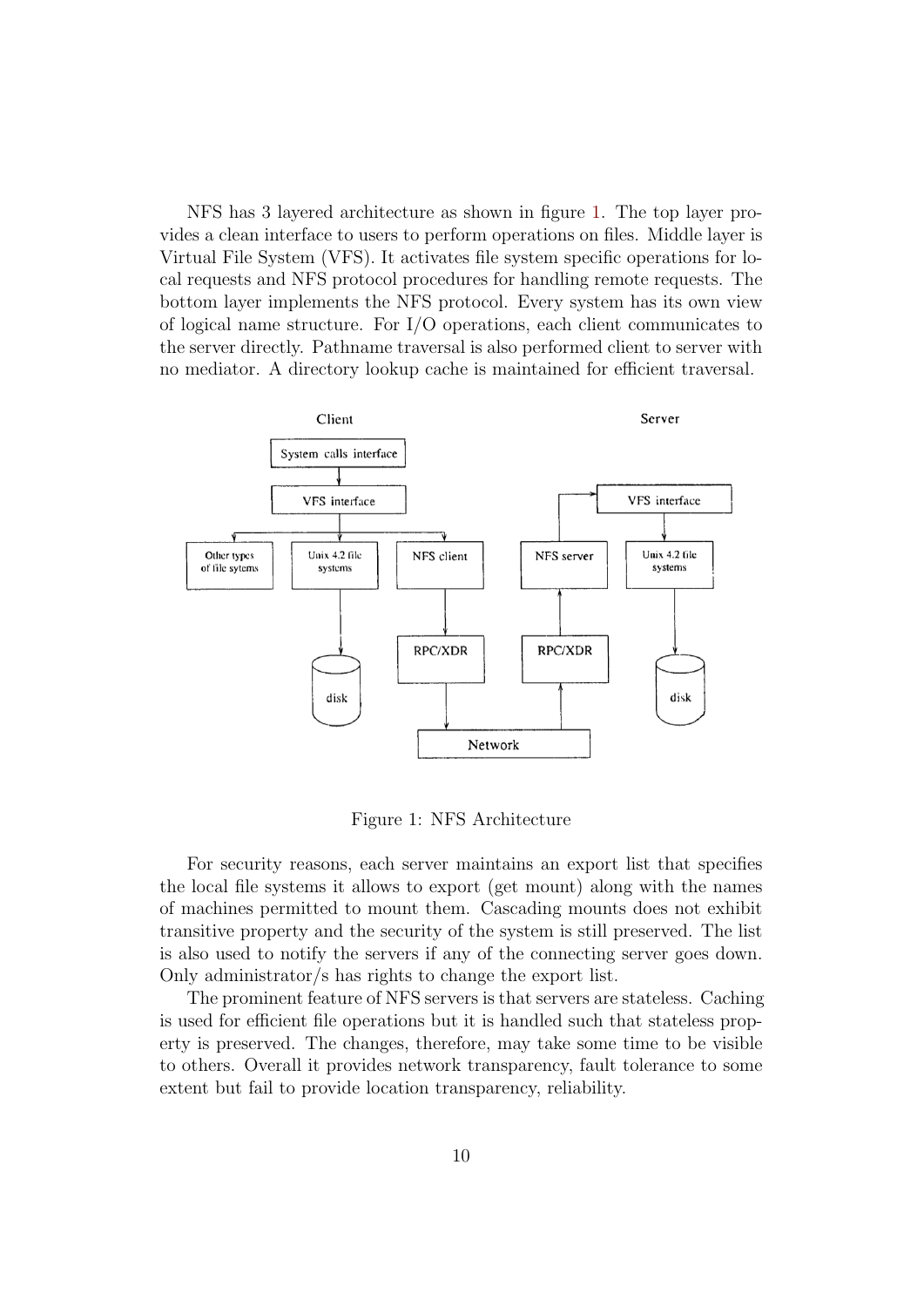NFS has 3 layered architecture as shown in figure 1. The top layer provides a clean interface to users to perform operations on files. Middle layer is Virtual File System (VFS). It activates file system specific operations for local requests and NFS protocol procedures for handling remote requests. The bottom layer implements the NFS protocol. Every system has its own view of logical name structure. For I/O operations, each client communicates to the server directly. Pathname traversal is also performed client to server with no mediator. A directory lookup cache is maintained for efficient traversal.

Figure 1: NFS Architecture

For security reasons, each server maintains an export list that specifies the local file systems it allows to export (get mount) along with the names of machines permitted to mount them. Cascading mounts does not exhibit transitive property and the security of the system is still preserved. The list is also used to notify the servers if any of the connecting server goes down. Only administrator/s has rights to change the export list.

The prominent feature of NFS servers is that servers are stateless. Caching is used for efficient file operations but it is handled such that stateless property is preserved. The changes, therefore, may take some time to be visible to others. Overall it provides network transparency, fault tolerance to some extent but fail to provide location transparency, reliability.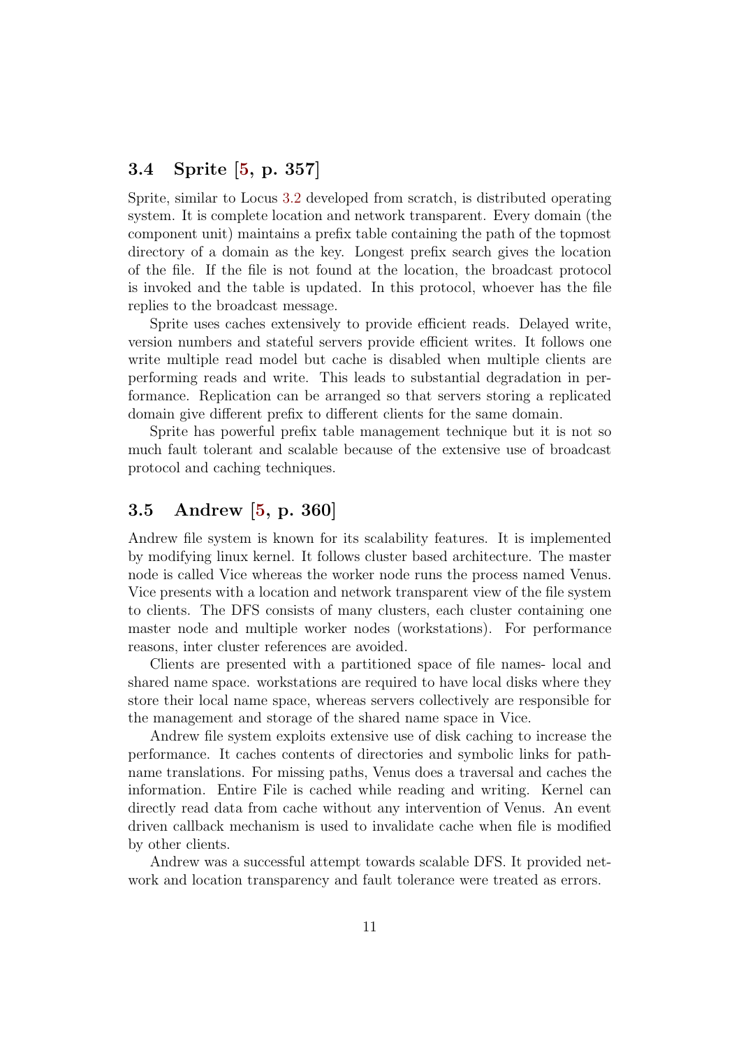### 3.4 Sprite [5, p. 357]

Sprite, similar to Locus 3.2 developed from scratch, is distributed operating system. It is complete location and network transparent. Every domain (the component unit) maintains a prefix table containing the path of the topmost directory of a domain as the key. Longest prefix search gives the location of the file. If the file is not found at the location, the broadcast protocol is invoked and the table is updated. In this protocol, whoever has the file replies to the broadcast message.

Sprite uses caches extensively to provide efficient reads. Delayed write, version numbers and stateful servers provide efficient writes. It follows one write multiple read model but cache is disabled when multiple clients are performing reads and write. This leads to substantial degradation in performance. Replication can be arranged so that servers storing a replicated domain give different prefix to different clients for the same domain.

Sprite has powerful prefix table management technique but it is not so much fault tolerant and scalable because of the extensive use of broadcast protocol and caching techniques.

### 3.5 Andrew [5, p. 360]

Andrew file system is known for its scalability features. It is implemented by modifying linux kernel. It follows cluster based architecture. The master node is called Vice whereas the worker node runs the process named Venus. Vice presents with a location and network transparent view of the file system to clients. The DFS consists of many clusters, each cluster containing one master node and multiple worker nodes (workstations). For performance reasons, inter cluster references are avoided.

Clients are presented with a partitioned space of file names- local and shared name space. workstations are required to have local disks where they store their local name space, whereas servers collectively are responsible for the management and storage of the shared name space in Vice.

Andrew file system exploits extensive use of disk caching to increase the performance. It caches contents of directories and symbolic links for pathname translations. For missing paths, Venus does a traversal and caches the information. Entire File is cached while reading and writing. Kernel can directly read data from cache without any intervention of Venus. An event driven callback mechanism is used to invalidate cache when file is modified by other clients.

Andrew was a successful attempt towards scalable DFS. It provided network and location transparency and fault tolerance were treated as errors.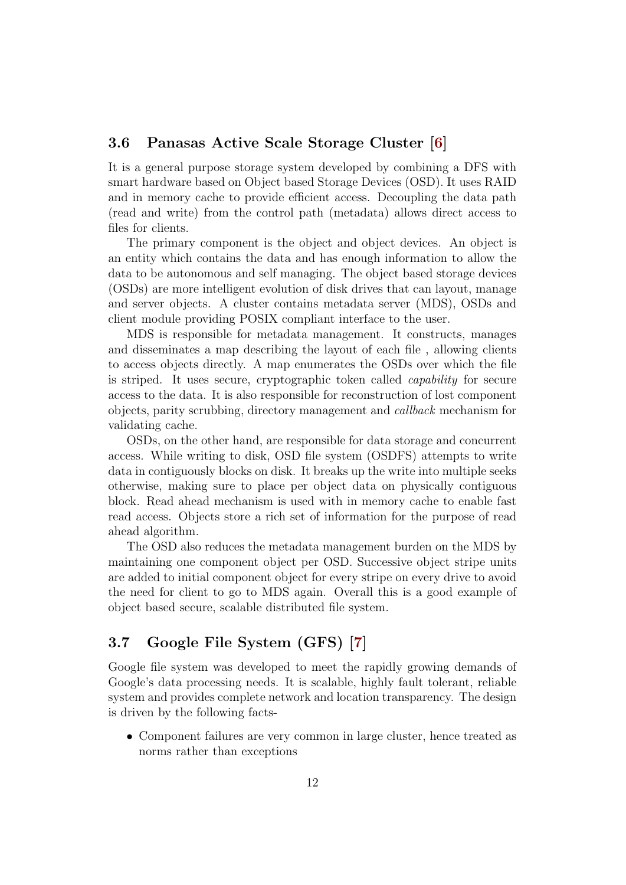### 3.6 Panasas Active Scale Storage Cluster [6]

It is a general purpose storage system developed by combining a DFS with smart hardware based on Object based Storage Devices (OSD). It uses RAID and in memory cache to provide efficient access. Decoupling the data path (read and write) from the control path (metadata) allows direct access to files for clients.

The primary component is the object and object devices. An object is an entity which contains the data and has enough information to allow the data to be autonomous and self managing. The object based storage devices (OSDs) are more intelligent evolution of disk drives that can layout, manage and server objects. A cluster contains metadata server (MDS), OSDs and client module providing POSIX compliant interface to the user.

MDS is responsible for metadata management. It constructs, manages and disseminates a map describing the layout of each file , allowing clients to access objects directly. A map enumerates the OSDs over which the file is striped. It uses secure, cryptographic token called *capability* for secure access to the data. It is also responsible for reconstruction of lost component objects, parity scrubbing, directory management and *callback* mechanism for validating cache.

OSDs, on the other hand, are responsible for data storage and concurrent access. While writing to disk, OSD file system (OSDFS) attempts to write data in contiguously blocks on disk. It breaks up the write into multiple seeks otherwise, making sure to place per object data on physically contiguous block. Read ahead mechanism is used with in memory cache to enable fast read access. Objects store a rich set of information for the purpose of read ahead algorithm.

The OSD also reduces the metadata management burden on the MDS by maintaining one component object per OSD. Successive object stripe units are added to initial component object for every stripe on every drive to avoid the need for client to go to MDS again. Overall this is a good example of object based secure, scalable distributed file system.

### 3.7 Google File System (GFS) [7]

Google file system was developed to meet the rapidly growing demands of Google's data processing needs. It is scalable, highly fault tolerant, reliable system and provides complete network and location transparency. The design is driven by the following facts-

- Component failures are very common in large cluster, hence treated as norms rather than exceptions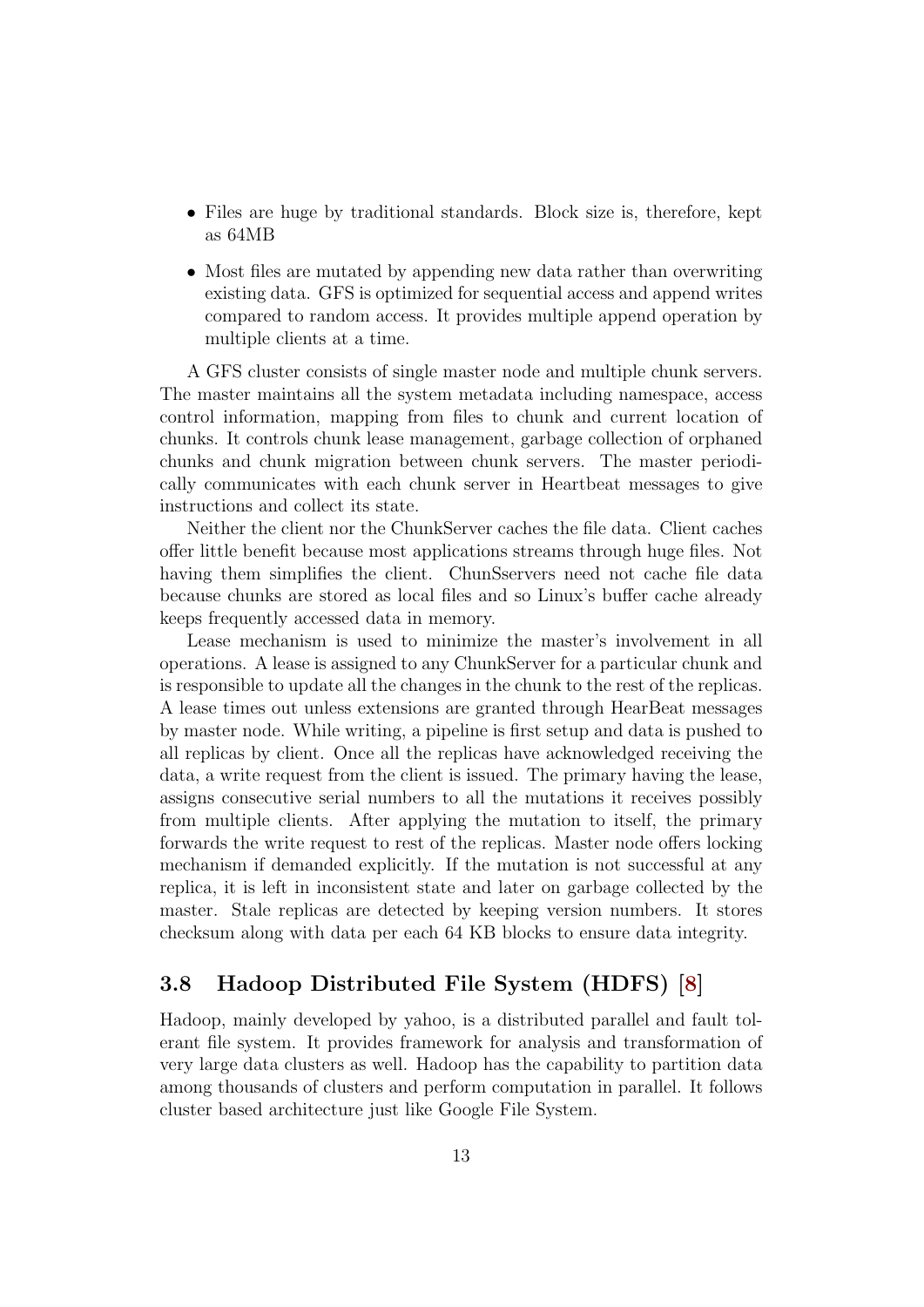- Files are huge by traditional standards. Block size is, therefore, kept as 64MB
- Most files are mutated by appending new data rather than overwriting existing data. GFS is optimized for sequential access and append writes compared to random access. It provides multiple append operation by multiple clients at a time.

A GFS cluster consists of single master node and multiple chunk servers. The master maintains all the system metadata including namespace, access control information, mapping from files to chunk and current location of chunks. It controls chunk lease management, garbage collection of orphaned chunks and chunk migration between chunk servers. The master periodically communicates with each chunk server in Heartbeat messages to give instructions and collect its state.

Neither the client nor the ChunkServer caches the file data. Client caches offer little benefit because most applications streams through huge files. Not having them simplifies the client. ChunSservers need not cache file data because chunks are stored as local files and so Linux's buffer cache already keeps frequently accessed data in memory.

Lease mechanism is used to minimize the master's involvement in all operations. A lease is assigned to any ChunkServer for a particular chunk and is responsible to update all the changes in the chunk to the rest of the replicas. A lease times out unless extensions are granted through HearBeat messages by master node. While writing, a pipeline is first setup and data is pushed to all replicas by client. Once all the replicas have acknowledged receiving the data, a write request from the client is issued. The primary having the lease, assigns consecutive serial numbers to all the mutations it receives possibly from multiple clients. After applying the mutation to itself, the primary forwards the write request to rest of the replicas. Master node offers locking mechanism if demanded explicitly. If the mutation is not successful at any replica, it is left in inconsistent state and later on garbage collected by the master. Stale replicas are detected by keeping version numbers. It stores checksum along with data per each 64 KB blocks to ensure data integrity.

## 3.8 Hadoop Distributed File System (HDFS) [8]

Hadoop, mainly developed by yahoo, is a distributed parallel and fault tolerant file system. It provides framework for analysis and transformation of very large data clusters as well. Hadoop has the capability to partition data among thousands of clusters and perform computation in parallel. It follows cluster based architecture just like Google File System.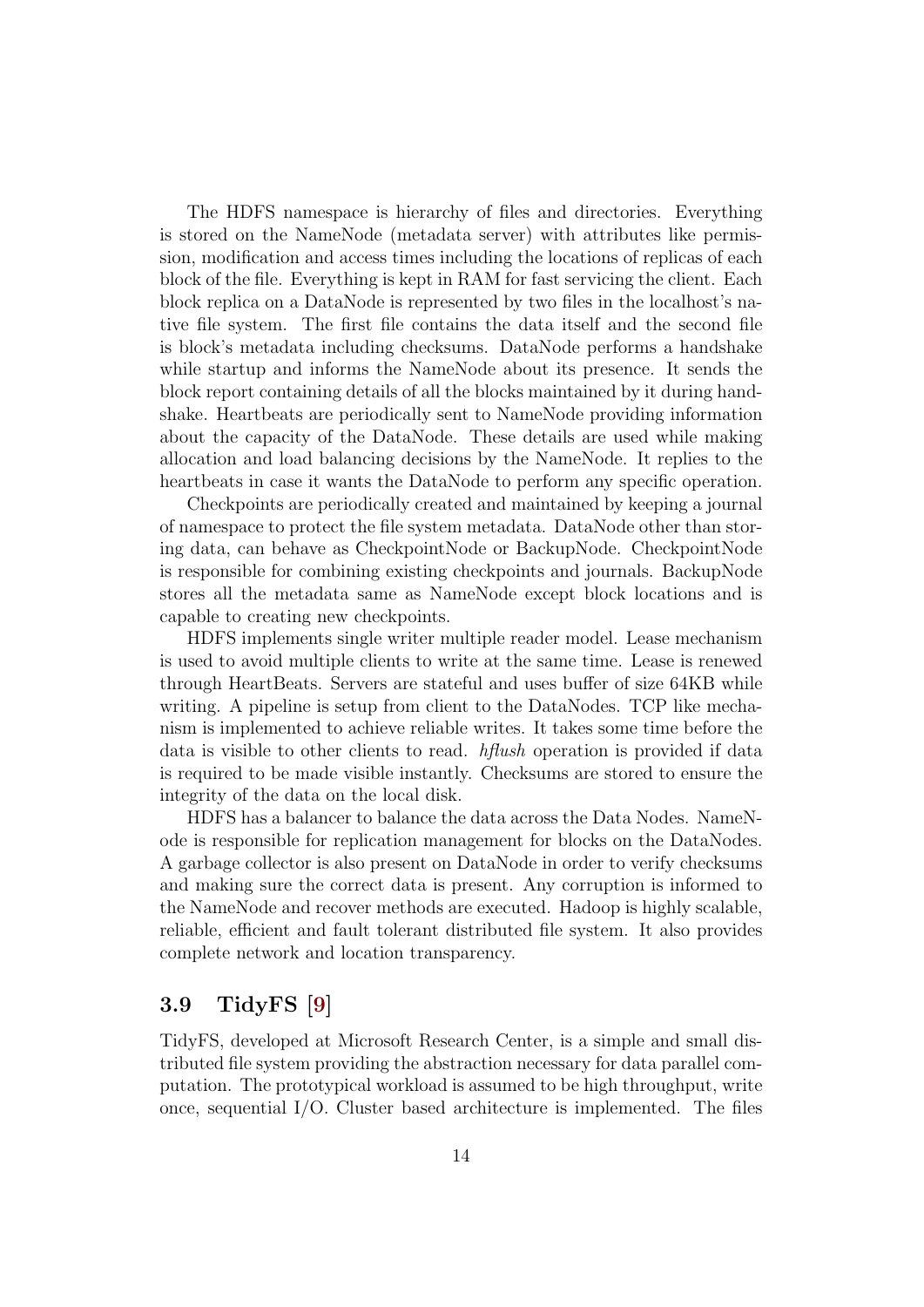The HDFS namespace is hierarchy of files and directories. Everything is stored on the NameNode (metadata server) with attributes like permission, modification and access times including the locations of replicas of each block of the file. Everything is kept in RAM for fast servicing the client. Each block replica on a DataNode is represented by two files in the localhost's native file system. The first file contains the data itself and the second file is block's metadata including checksums. DataNode performs a handshake while startup and informs the NameNode about its presence. It sends the block report containing details of all the blocks maintained by it during handshake. Heartbeats are periodically sent to NameNode providing information about the capacity of the DataNode. These details are used while making allocation and load balancing decisions by the NameNode. It replies to the heartbeats in case it wants the DataNode to perform any specific operation.

Checkpoints are periodically created and maintained by keeping a journal of namespace to protect the file system metadata. DataNode other than storing data, can behave as CheckpointNode or BackupNode. CheckpointNode is responsible for combining existing checkpoints and journals. BackupNode stores all the metadata same as NameNode except block locations and is capable to creating new checkpoints.

HDFS implements single writer multiple reader model. Lease mechanism is used to avoid multiple clients to write at the same time. Lease is renewed through HeartBeats. Servers are stateful and uses buffer of size 64KB while writing. A pipeline is setup from client to the DataNodes. TCP like mechanism is implemented to achieve reliable writes. It takes some time before the data is visible to other clients to read. *hflush* operation is provided if data is required to be made visible instantly. Checksums are stored to ensure the integrity of the data on the local disk.

HDFS has a balancer to balance the data across the Data Nodes. NameNode is responsible for replication management for blocks on the DataNodes. A garbage collector is also present on DataNode in order to verify checksums and making sure the correct data is present. Any corruption is informed to the NameNode and recover methods are executed. Hadoop is highly scalable, reliable, efficient and fault tolerant distributed file system. It also provides complete network and location transparency.

### 3.9 TidyFS [9]

TidyFS, developed at Microsoft Research Center, is a simple and small distributed file system providing the abstraction necessary for data parallel computation. The prototypical workload is assumed to be high throughput, write once, sequential I/O. Cluster based architecture is implemented. The files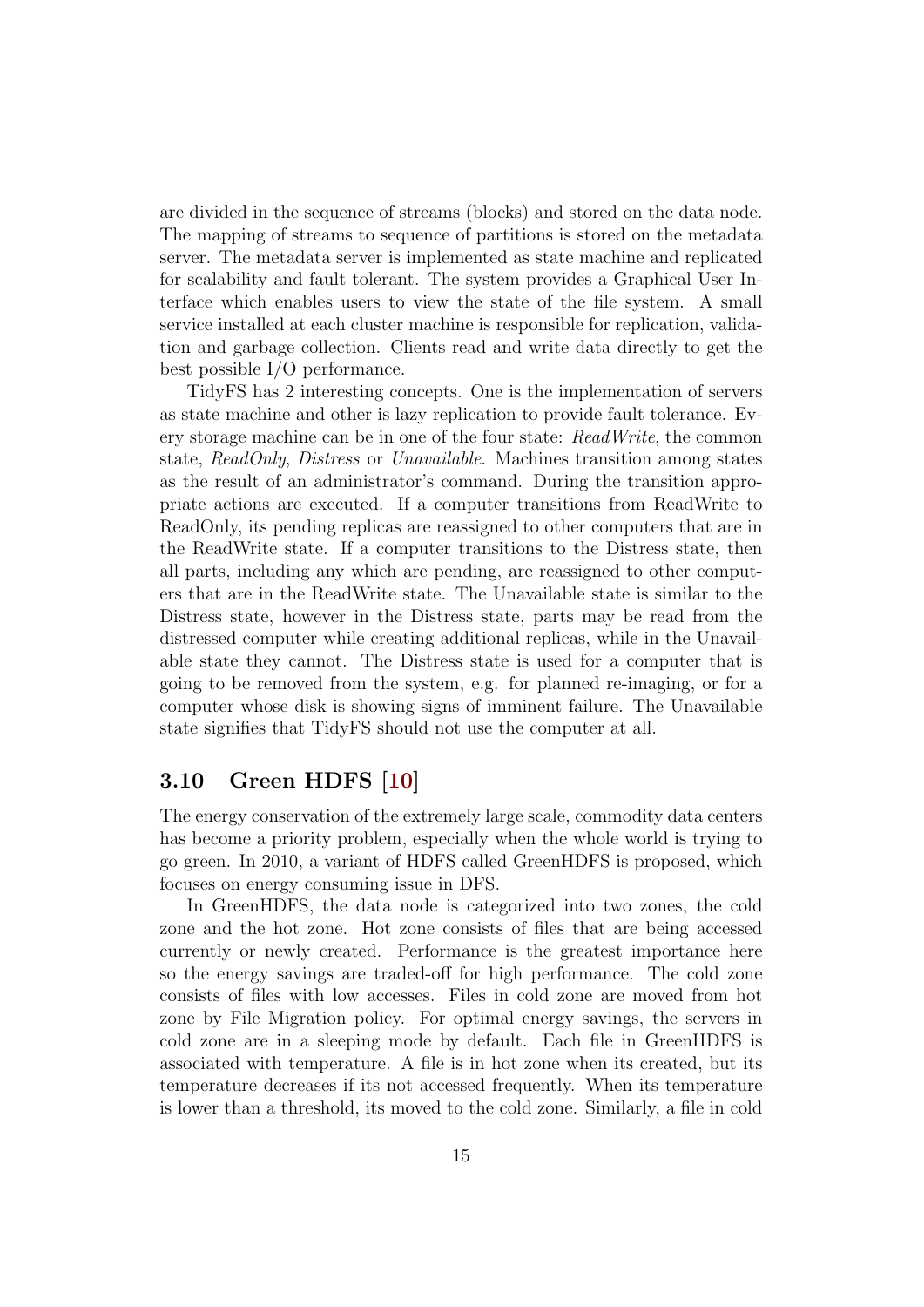are divided in the sequence of streams (blocks) and stored on the data node. The mapping of streams to sequence of partitions is stored on the metadata server. The metadata server is implemented as state machine and replicated for scalability and fault tolerant. The system provides a Graphical User Interface which enables users to view the state of the file system. A small service installed at each cluster machine is responsible for replication, validation and garbage collection. Clients read and write data directly to get the best possible I/O performance.

TidyFS has 2 interesting concepts. One is the implementation of servers as state machine and other is lazy replication to provide fault tolerance. Every storage machine can be in one of the four state: *ReadWrite*, the common state, *ReadOnly*, *Distress* or *Unavailable*. Machines transition among states as the result of an administrator's command. During the transition appropriate actions are executed. If a computer transitions from ReadWrite to ReadOnly, its pending replicas are reassigned to other computers that are in the ReadWrite state. If a computer transitions to the Distress state, then all parts, including any which are pending, are reassigned to other computers that are in the ReadWrite state. The Unavailable state is similar to the Distress state, however in the Distress state, parts may be read from the distressed computer while creating additional replicas, while in the Unavailable state they cannot. The Distress state is used for a computer that is going to be removed from the system, e.g. for planned re-imaging, or for a computer whose disk is showing signs of imminent failure. The Unavailable state signifies that TidyFS should not use the computer at all.

### 3.10 Green HDFS [10]

The energy conservation of the extremely large scale, commodity data centers has become a priority problem, especially when the whole world is trying to go green. In 2010, a variant of HDFS called GreenHDFS is proposed, which focuses on energy consuming issue in DFS.

In GreenHDFS, the data node is categorized into two zones, the cold zone and the hot zone. Hot zone consists of files that are being accessed currently or newly created. Performance is the greatest importance here so the energy savings are traded-off for high performance. The cold zone consists of files with low accesses. Files in cold zone are moved from hot zone by File Migration policy. For optimal energy savings, the servers in cold zone are in a sleeping mode by default. Each file in GreenHDFS is associated with temperature. A file is in hot zone when its created, but its temperature decreases if its not accessed frequently. When its temperature is lower than a threshold, its moved to the cold zone. Similarly, a file in cold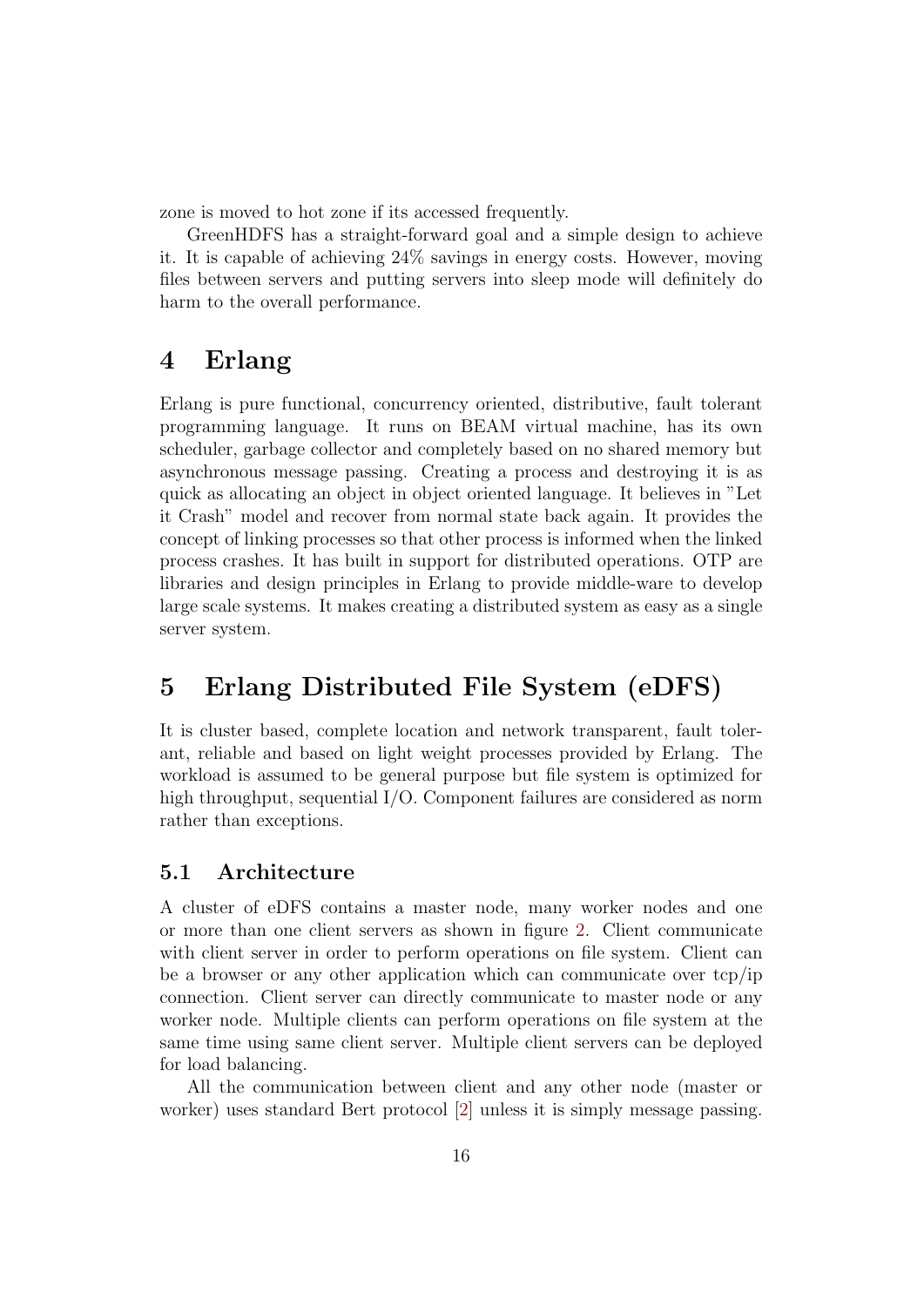zone is moved to hot zone if its accessed frequently.

GreenHDFS has a straight-forward goal and a simple design to achieve it. It is capable of achieving 24% savings in energy costs. However, moving files between servers and putting servers into sleep mode will definitely do harm to the overall performance.

# 4 Erlang

Erlang is pure functional, concurrency oriented, distributive, fault tolerant programming language. It runs on BEAM virtual machine, has its own scheduler, garbage collector and completely based on no shared memory but asynchronous message passing. Creating a process and destroying it is as quick as allocating an object in object oriented language. It believes in "Let it Crash" model and recover from normal state back again. It provides the concept of linking processes so that other process is informed when the linked process crashes. It has built in support for distributed operations. OTP are libraries and design principles in Erlang to provide middle-ware to develop large scale systems. It makes creating a distributed system as easy as a single server system.

# 5 Erlang Distributed File System (eDFS)

It is cluster based, complete location and network transparent, fault tolerant, reliable and based on light weight processes provided by Erlang. The workload is assumed to be general purpose but file system is optimized for high throughput, sequential I/O. Component failures are considered as norm rather than exceptions.

## 5.1 Architecture

A cluster of eDFS contains a master node, many worker nodes and one or more than one client servers as shown in figure 2. Client communicate with client server in order to perform operations on file system. Client can be a browser or any other application which can communicate over tcp/ip connection. Client server can directly communicate to master node or any worker node. Multiple clients can perform operations on file system at the same time using same client server. Multiple client servers can be deployed for load balancing.

All the communication between client and any other node (master or worker) uses standard Bert protocol [2] unless it is simply message passing.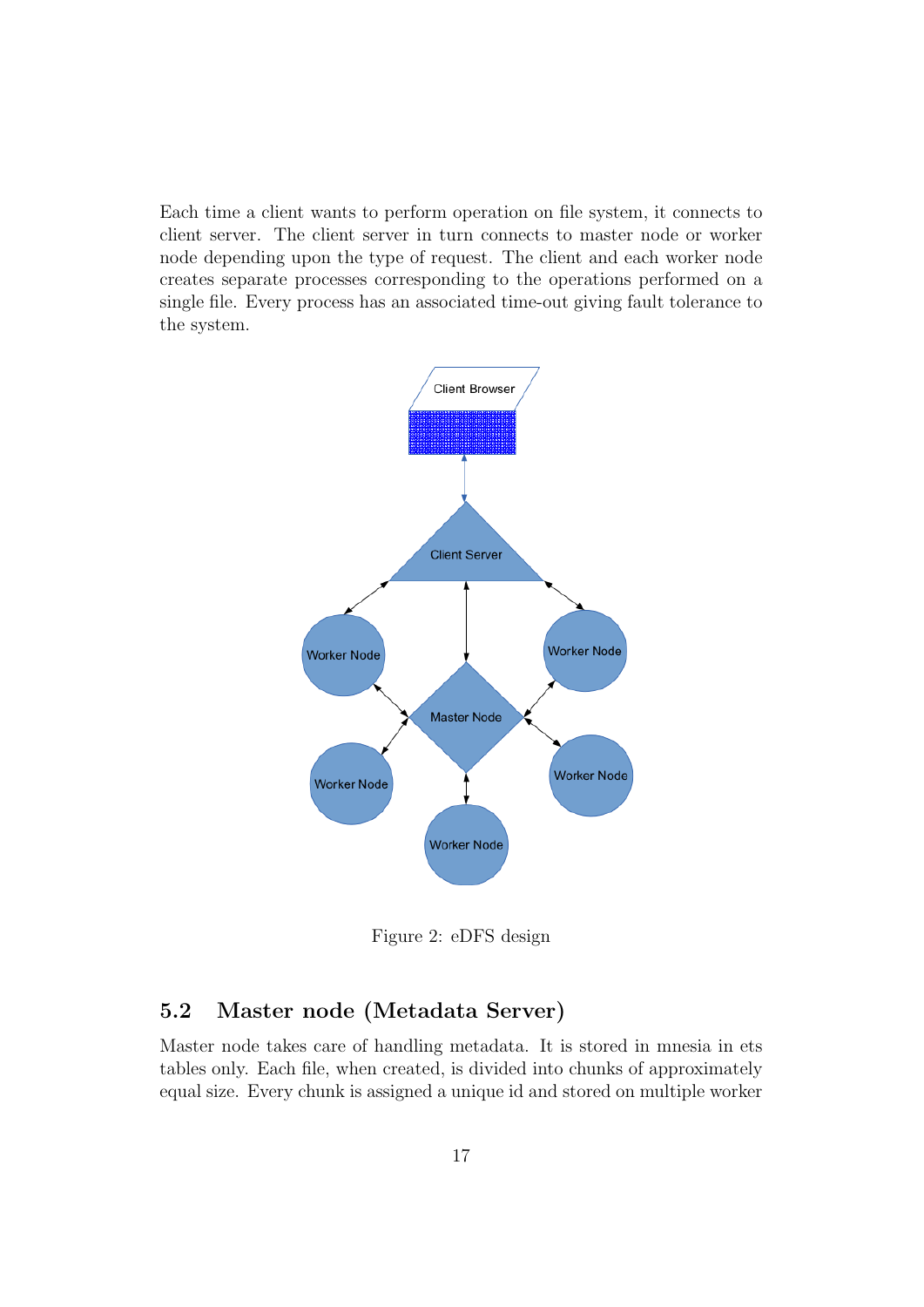Each time a client wants to perform operation on file system, it connects to client server. The client server in turn connects to master node or worker node depending upon the type of request. The client and each worker node creates separate processes corresponding to the operations performed on a single file. Every process has an associated time-out giving fault tolerance to the system.

Figure 2: eDFS design

## 5.2 Master node (Metadata Server)

Master node takes care of handling metadata. It is stored in mnesia in ets tables only. Each file, when created, is divided into chunks of approximately equal size. Every chunk is assigned a unique id and stored on multiple worker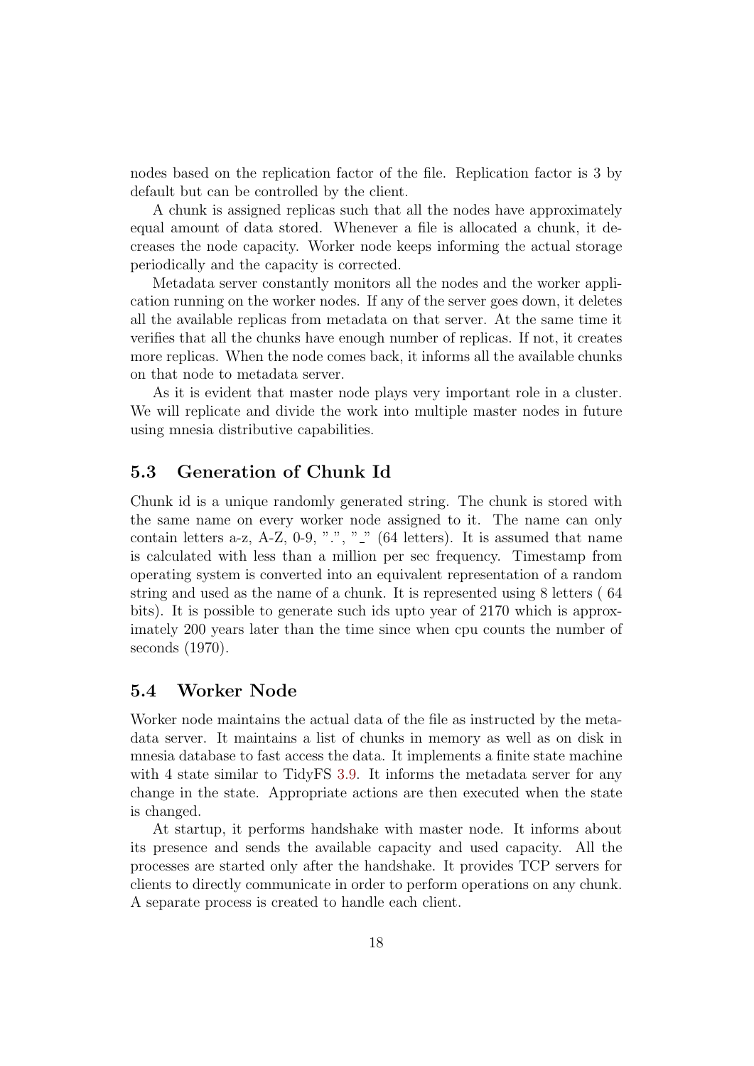nodes based on the replication factor of the file. Replication factor is 3 by default but can be controlled by the client.

A chunk is assigned replicas such that all the nodes have approximately equal amount of data stored. Whenever a file is allocated a chunk, it decreases the node capacity. Worker node keeps informing the actual storage periodically and the capacity is corrected.

Metadata server constantly monitors all the nodes and the worker application running on the worker nodes. If any of the server goes down, it deletes all the available replicas from metadata on that server. At the same time it verifies that all the chunks have enough number of replicas. If not, it creates more replicas. When the node comes back, it informs all the available chunks on that node to metadata server.

As it is evident that master node plays very important role in a cluster. We will replicate and divide the work into multiple master nodes in future using mnesia distributive capabilities.

## 5.3 Generation of Chunk Id

Chunk id is a unique randomly generated string. The chunk is stored with the same name on every worker node assigned to it. The name can only contain letters a-z, A-Z, 0-9, ".", "_" (64 letters). It is assumed that name is calculated with less than a million per sec frequency. Timestamp from operating system is converted into an equivalent representation of a random string and used as the name of a chunk. It is represented using 8 letters ( 64 bits). It is possible to generate such ids upto year of 2170 which is approximately 200 years later than the time since when cpu counts the number of seconds (1970).

## 5.4 Worker Node

Worker node maintains the actual data of the file as instructed by the metadata server. It maintains a list of chunks in memory as well as on disk in mnesia database to fast access the data. It implements a finite state machine with 4 state similar to TidyFS 3.9. It informs the metadata server for any change in the state. Appropriate actions are then executed when the state is changed.

At startup, it performs handshake with master node. It informs about its presence and sends the available capacity and used capacity. All the processes are started only after the handshake. It provides TCP servers for clients to directly communicate in order to perform operations on any chunk. A separate process is created to handle each client.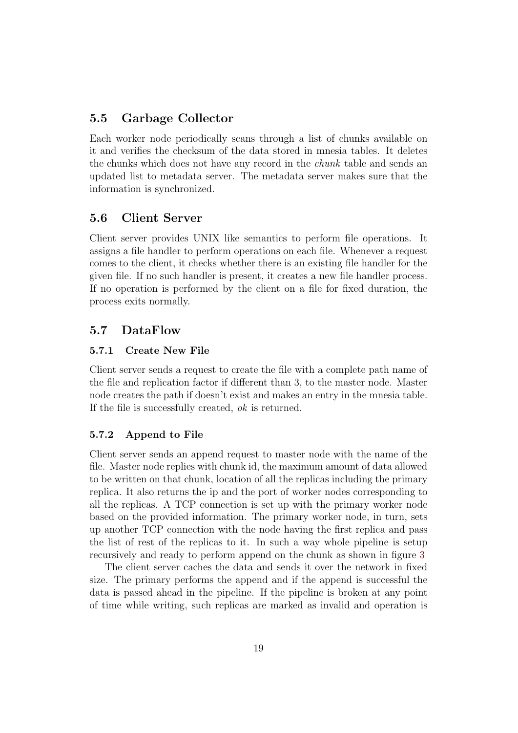## 5.5 Garbage Collector

Each worker node periodically scans through a list of chunks available on it and verifies the checksum of the data stored in mnesia tables. It deletes the chunks which does not have any record in the *chunk* table and sends an updated list to metadata server. The metadata server makes sure that the information is synchronized.

## 5.6 Client Server

Client server provides UNIX like semantics to perform file operations. It assigns a file handler to perform operations on each file. Whenever a request comes to the client, it checks whether there is an existing file handler for the given file. If no such handler is present, it creates a new file handler process. If no operation is performed by the client on a file for fixed duration, the process exits normally.

## 5.7 DataFlow

### 5.7.1 Create New File

Client server sends a request to create the file with a complete path name of the file and replication factor if different than 3, to the master node. Master node creates the path if doesn't exist and makes an entry in the mnesia table. If the file is successfully created, *ok* is returned.

### 5.7.2 Append to File

Client server sends an append request to master node with the name of the file. Master node replies with chunk id, the maximum amount of data allowed to be written on that chunk, location of all the replicas including the primary replica. It also returns the ip and the port of worker nodes corresponding to all the replicas. A TCP connection is set up with the primary worker node based on the provided information. The primary worker node, in turn, sets up another TCP connection with the node having the first replica and pass the list of rest of the replicas to it. In such a way whole pipeline is setup recursively and ready to perform append on the chunk as shown in figure 3

The client server caches the data and sends it over the network in fixed size. The primary performs the append and if the append is successful the data is passed ahead in the pipeline. If the pipeline is broken at any point of time while writing, such replicas are marked as invalid and operation is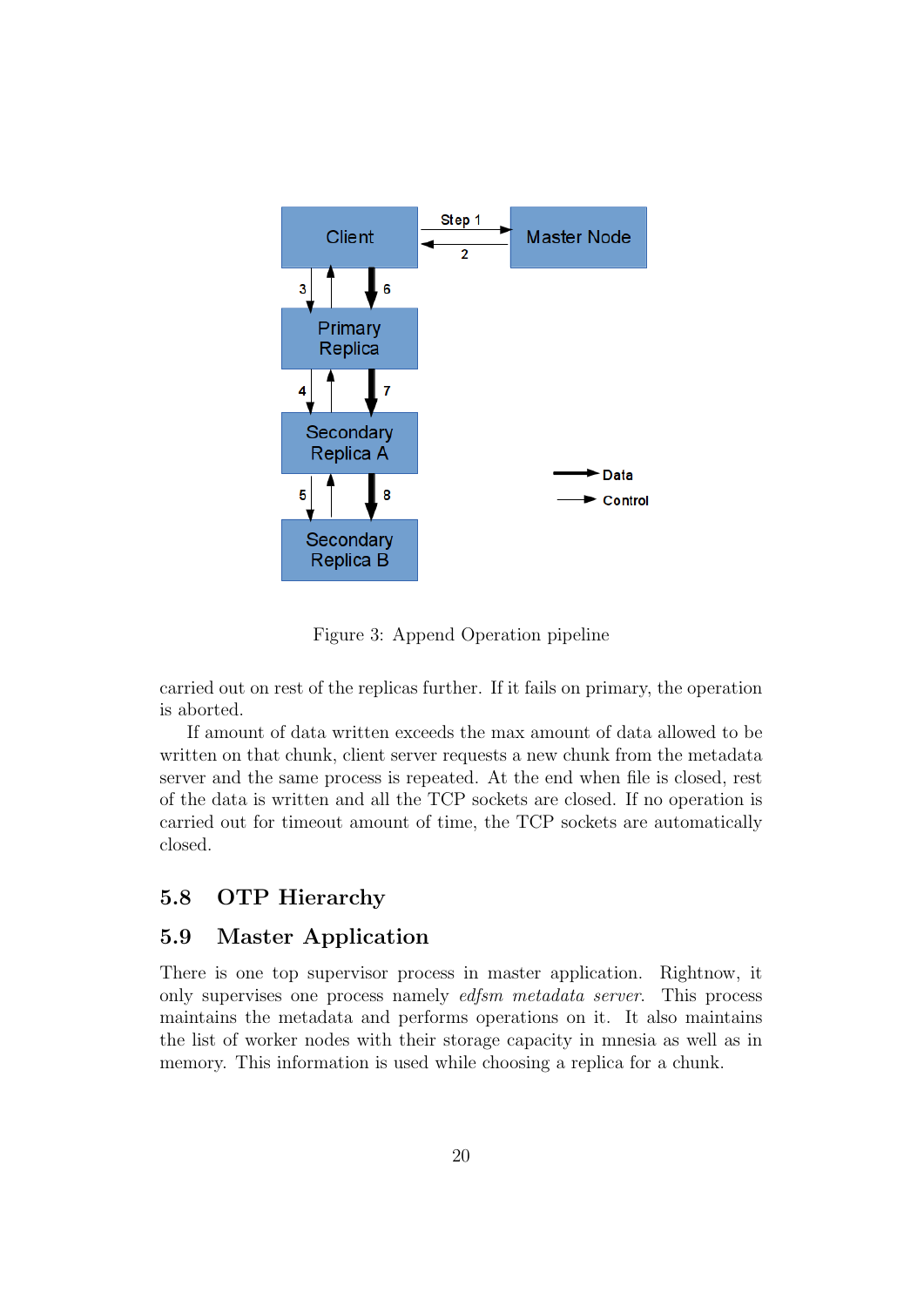Figure 3: Append Operation pipeline

carried out on rest of the replicas further. If it fails on primary, the operation is aborted.

If amount of data written exceeds the max amount of data allowed to be written on that chunk, client server requests a new chunk from the metadata server and the same process is repeated. At the end when file is closed, rest of the data is written and all the TCP sockets are closed. If no operation is carried out for timeout amount of time, the TCP sockets are automatically closed.

## 5.8 OTP Hierarchy

## 5.9 Master Application

There is one top supervisor process in master application. Rightnow, it only supervises one process namely *edfsm metadata server*. This process maintains the metadata and performs operations on it. It also maintains the list of worker nodes with their storage capacity in mnesia as well as in memory. This information is used while choosing a replica for a chunk.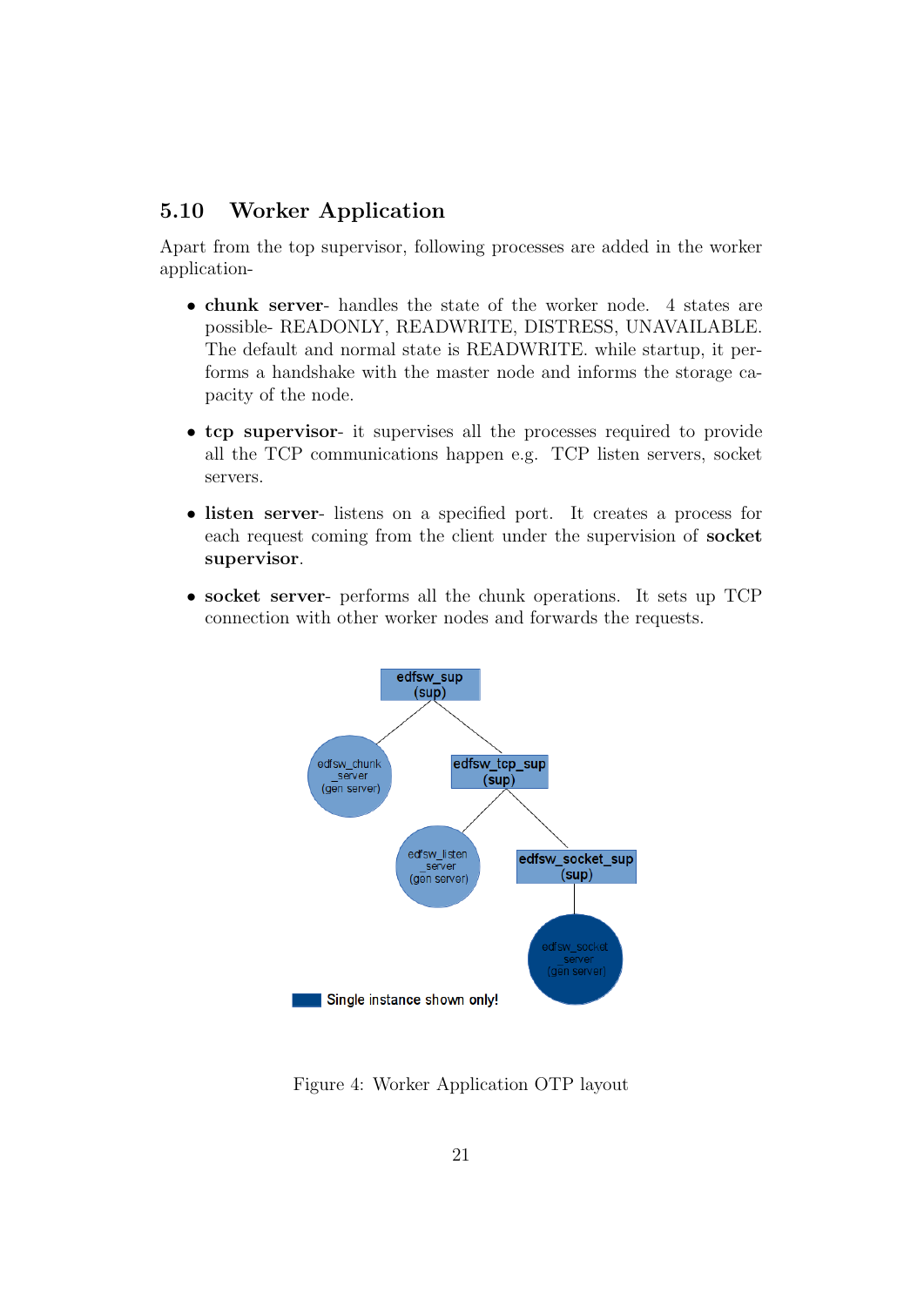## 5.10 Worker Application

Apart from the top supervisor, following processes are added in the worker application-

- **chunk server**- handles the state of the worker node. 4 states are possible- READONLY, READWRITE, DISTRESS, UNAVAILABLE. The default and normal state is READWRITE. while startup, it performs a handshake with the master node and informs the storage capacity of the node.
- **tcp supervisor**- it supervises all the processes required to provide all the TCP communications happen e.g. TCP listen servers, socket servers.
- **listen server**- listens on a specified port. It creates a process for each request coming from the client under the supervision of **socket supervisor**.
- **socket server**- performs all the chunk operations. It sets up TCP connection with other worker nodes and forwards the requests.

Figure 4: Worker Application OTP layout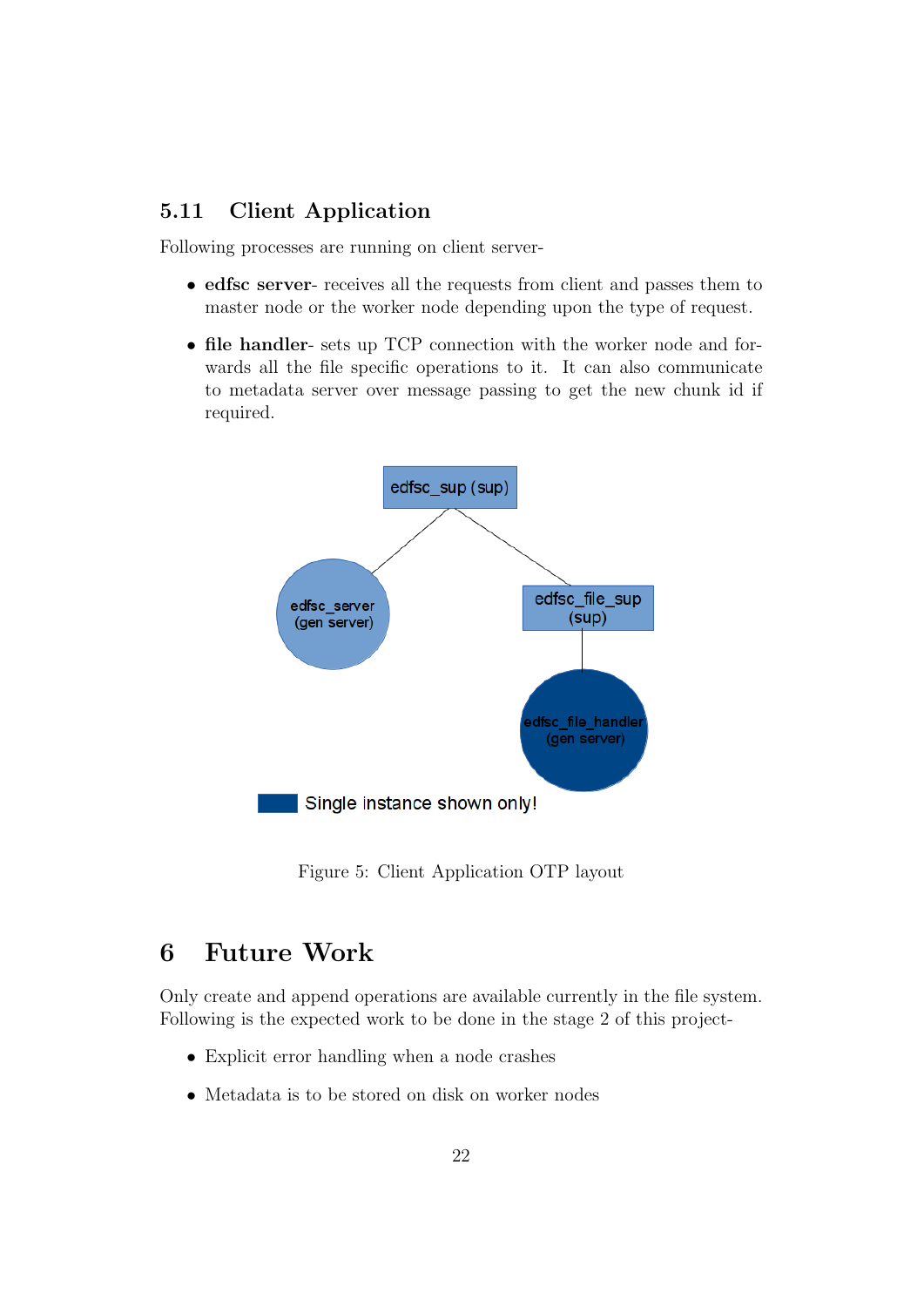### 5.11 Client Application

Following processes are running on client server-

- **edfsc server**- receives all the requests from client and passes them to master node or the worker node depending upon the type of request.
- **file handler**- sets up TCP connection with the worker node and forwards all the file specific operations to it. It can also communicate to metadata server over message passing to get the new chunk id if required.

Figure 5: Client Application OTP layout

## 6 Future Work

Only create and append operations are available currently in the file system. Following is the expected work to be done in the stage 2 of this project-

- Explicit error handling when a node crashes
- Metadata is to be stored on disk on worker nodes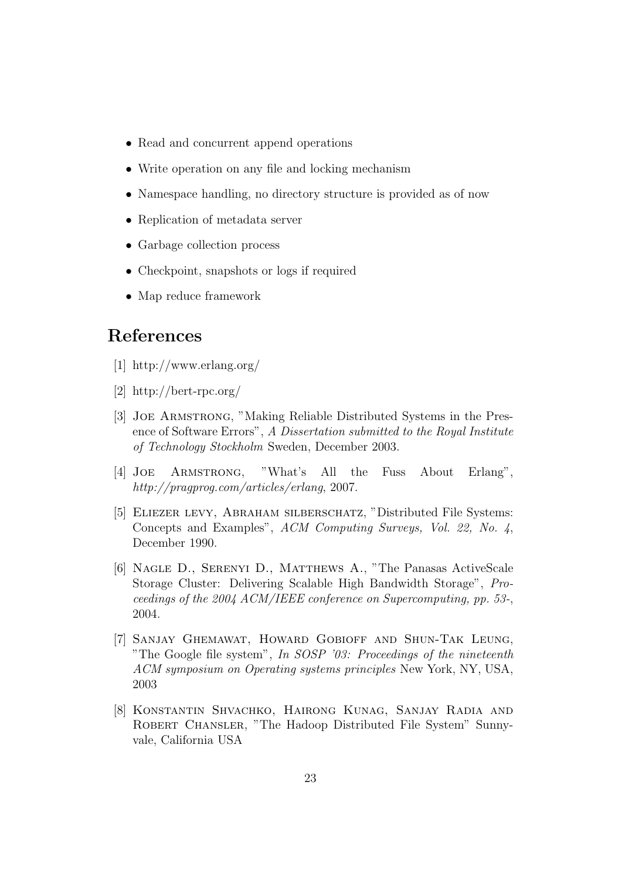- Read and concurrent append operations
- Write operation on any file and locking mechanism
- Namespace handling, no directory structure is provided as of now
- Replication of metadata server
- Garbage collection process
- Checkpoint, snapshots or logs if required
- Map reduce framework

# References

[1] http://www.erlang.org/

[2] http://bert-rpc.org/

[3] Joe Armstrong, "Making Reliable Distributed Systems in the Presence of Software Errors", *A Dissertation submitted to the Royal Institute of Technology Stockholm* Sweden, December 2003.

[4] Joe Armstrong, "What's All the Fuss About Erlang", *http://pragprog.com/articles/erlang*, 2007.

[5] Eliezer levy, Abraham silberschatz, "Distributed File Systems: Concepts and Examples", *ACM Computing Surveys, Vol. 22, No. 4*, December 1990.

[6] Nagle D., Serenyi D., Matthews A., "The Panasas ActiveScale Storage Cluster: Delivering Scalable High Bandwidth Storage", *Proceedings of the 2004 ACM/IEEE conference on Supercomputing, pp. 53-*, 2004.

[7] Sanjay Ghemawat, Howard Gobioff and Shun-Tak Leung, "The Google file system", *In SOSP '03: Proceedings of the nineteenth ACM symposium on Operating systems principles* New York, NY, USA, 2003

[8] Konstantin Shvachko, Hairong Kunag, Sanjay Radia and Robert Chansler, "The Hadoop Distributed File System" Sunnyvale, California USA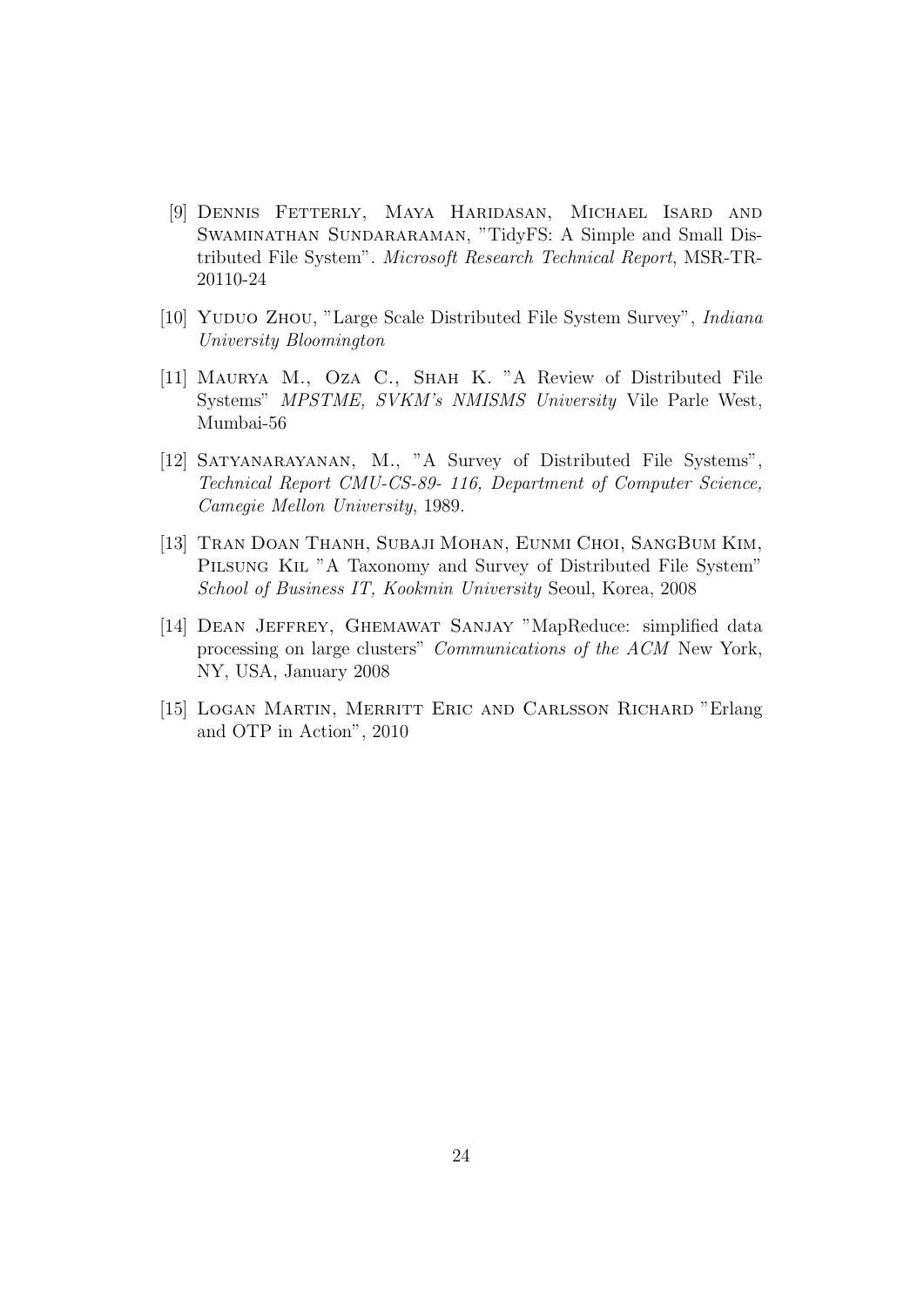[9] Dennis Fetterly, Maya Haridasan, Michael Isard and Swaminathan Sundararaman, "TidyFS: A Simple and Small Distributed File System". *Microsoft Research Technical Report*, MSR-TR-20110-24

[10] Yuduo Zhou, "Large Scale Distributed File System Survey", *Indiana University Bloomington*

[11] Maurya M., Oza C., Shah K. "A Review of Distributed File Systems" *MPSTME, SVKM's NMISMS University* Vile Parle West, Mumbai-56

[12] Satyanarayanan, M., "A Survey of Distributed File Systems", *Technical Report CMU-CS-89- 116, Department of Computer Science, Camegie Mellon University*, 1989.

[13] Tran Doan Thanh, Subaji Mohan, Eunmi Choi, SangBum Kim, Pilsung Kil "A Taxonomy and Survey of Distributed File System" *School of Business IT, Kookmin University* Seoul, Korea, 2008

[14] Dean Jeffrey, Ghemawat Sanjay "MapReduce: simplified data processing on large clusters" *Communications of the ACM* New York, NY, USA, January 2008

[15] Logan Martin, Merritt Eric and Carlsson Richard "Erlang and OTP in Action", 2010